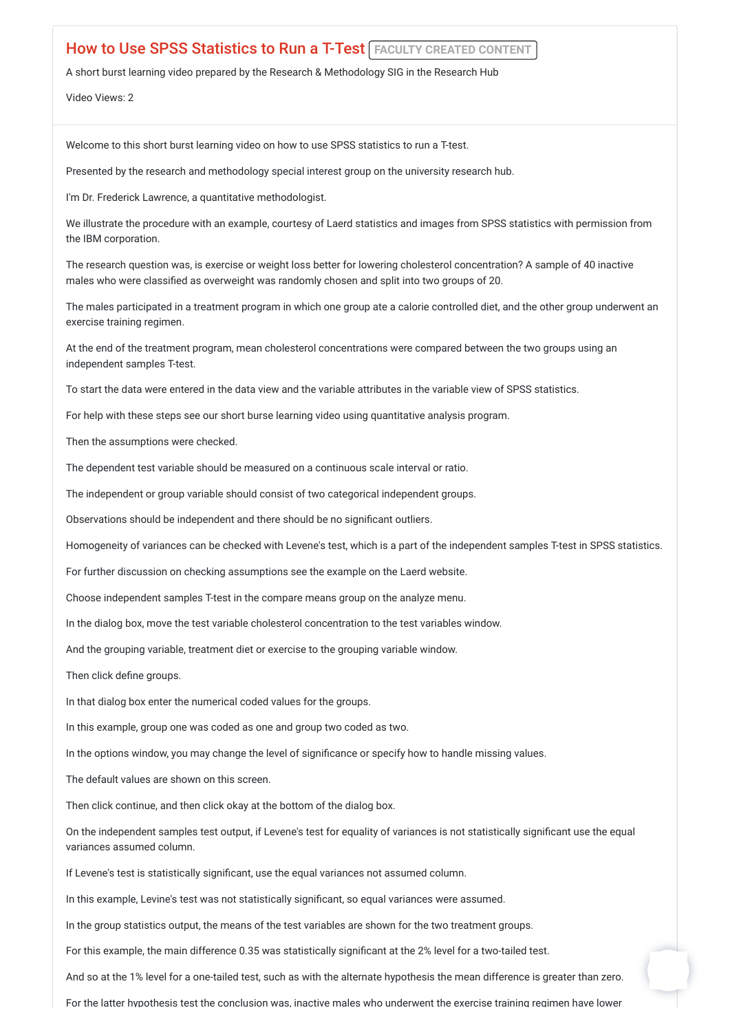# How to Use SPSS Statistics to Run a T-Test FACULTY CREATED CONTENT

A short burst learning video prepared by the Research & Methodology SIG in the Research Hub

Video Views: 2

Welcome to this short burst learning video on how to use SPSS statistics to run a T-test.

Presented by the research and methodology special interest group on the university research hub.

I'm Dr. Frederick Lawrence, a quantitative methodologist.

We illustrate the procedure with an example, courtesy of Laerd statistics and images from SPSS statistics with permission from the IBM corporation.

The research question was, is exercise or weight loss better for lowering cholesterol concentration? A sample of 40 inactive males who were classified as overweight was randomly chosen and split into two groups of 20.

The males participated in a treatment program in which one group ate a calorie controlled diet, and the other group underwent an exercise training regimen.

At the end of the treatment program, mean cholesterol concentrations were compared between the two groups using an independent samples T-test.

To start the data were entered in the data view and the variable attributes in the variable view of SPSS statistics.

For help with these steps see our short burse learning video using quantitative analysis program.

Then the assumptions were checked.

The dependent test variable should be measured on a continuous scale interval or ratio.

The independent or group variable should consist of two categorical independent groups.

Observations should be independent and there should be no significant outliers.

Homogeneity of variances can be checked with Levene's test, which is a part of the independent samples T-test in SPSS statistics.

For further discussion on checking assumptions see the example on the Laerd website.

Choose independent samples T-test in the compare means group on the analyze menu.

In the dialog box, move the test variable cholesterol concentration to the test variables window.

And the grouping variable, treatment diet or exercise to the grouping variable window.

Then click define groups.

In that dialog box enter the numerical coded values for the groups.

In this example, group one was coded as one and group two coded as two.

In the options window, you may change the level of significance or specify how to handle missing values.

The default values are shown on this screen.

Then click continue, and then click okay at the bottom of the dialog box.

On the independent samples test output, if Levene's test for equality of variances is not statistically significant use the equal variances assumed column.

If Levene's test is statistically significant, use the equal variances not assumed column.

In this example, Levine's test was not statistically significant, so equal variances were assumed.

In the group statistics output, the means of the test variables are shown for the two treatment groups.

For this example, the main difference 0.35 was statistically significant at the 2% level for a two-tailed test.

And so at the 1% level for a one-tailed test, such as with the alternate hypothesis the mean difference is greater than zero.

For the latter hypothesis test the conclusion was, inactive males who underwent the exercise training regimen have lower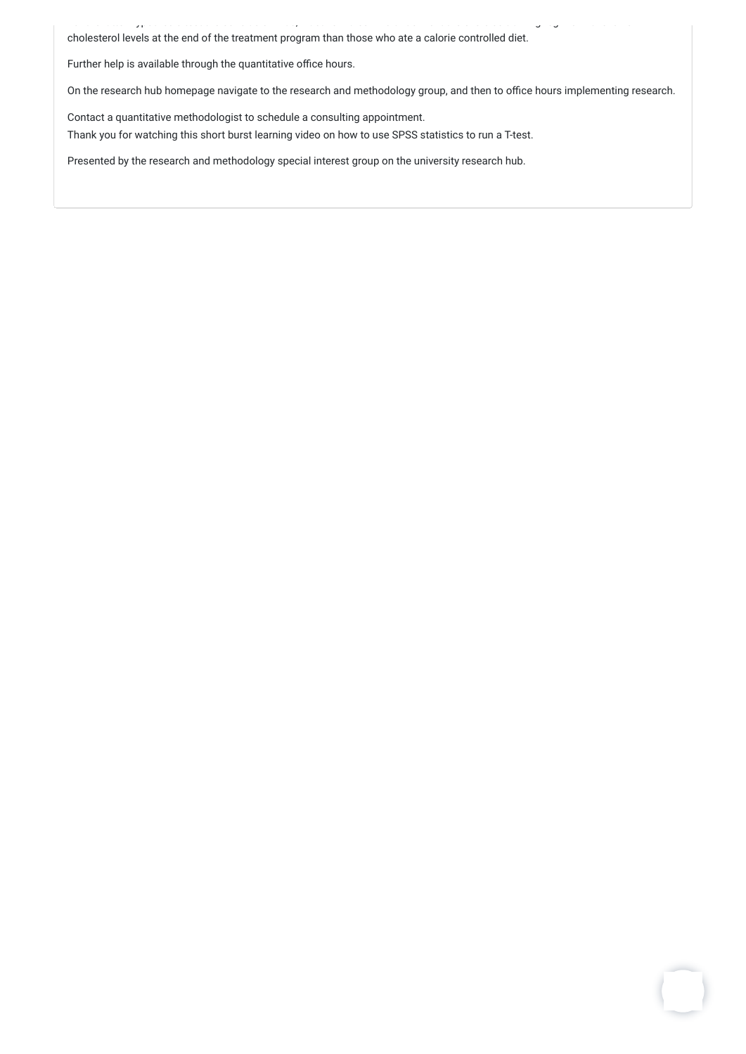cholesterol levels at the end of the treatment program than those who ate a calorie controlled diet.

Further help is available through the quantitative office hours.

On the research hub homepage navigate to the research and methodology group, and then to office hours implementing research.

Contact a quantitative methodologist to schedule a consulting appointment.
Thank you for watching this short burst learning video on how to use SPSS statistics to run a T-test.

Presented by the research and methodology special interest group on the university research hub.